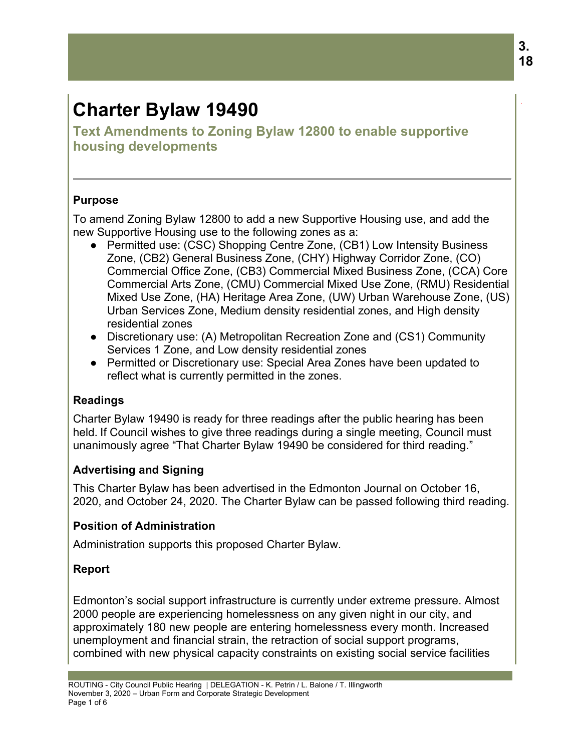# Charter Bylaw 19490

## Text Amendments to Zoning Bylaw 12800 to enable supportive housing developments

### Purpose

To amend Zoning Bylaw 12800 to add a new Supportive Housing use, and add the new Supportive Housing use to the following zones as a:

- Permitted use: (CSC) Shopping Centre Zone, (CB1) Low Intensity Business Zone, (CB2) General Business Zone, (CHY) Highway Corridor Zone, (CO) Commercial Office Zone, (CB3) Commercial Mixed Business Zone, (CCA) Core Commercial Arts Zone, (CMU) Commercial Mixed Use Zone, (RMU) Residential Mixed Use Zone, (HA) Heritage Area Zone, (UW) Urban Warehouse Zone, (US) Urban Services Zone, Medium density residential zones, and High density residential zones
- Discretionary use: (A) Metropolitan Recreation Zone and (CS1) Community Services 1 Zone, and Low density residential zones
- Permitted or Discretionary use: Special Area Zones have been updated to reflect what is currently permitted in the zones.

### Readings

Charter Bylaw 19490 is ready for three readings after the public hearing has been held. If Council wishes to give three readings during a single meeting, Council must unanimously agree "That Charter Bylaw 19490 be considered for third reading."

### Advertising and Signing

This Charter Bylaw has been advertised in the Edmonton Journal on October 16, 2020, and October 24, 2020. The Charter Bylaw can be passed following third reading.

### Position of Administration

Administration supports this proposed Charter Bylaw.

### Report

Edmonton's social support infrastructure is currently under extreme pressure. Almost 2000 people are experiencing homelessness on any given night in our city, and approximately 180 new people are entering homelessness every month. Increased unemployment and financial strain, the retraction of social support programs, combined with new physical capacity constraints on existing social service facilities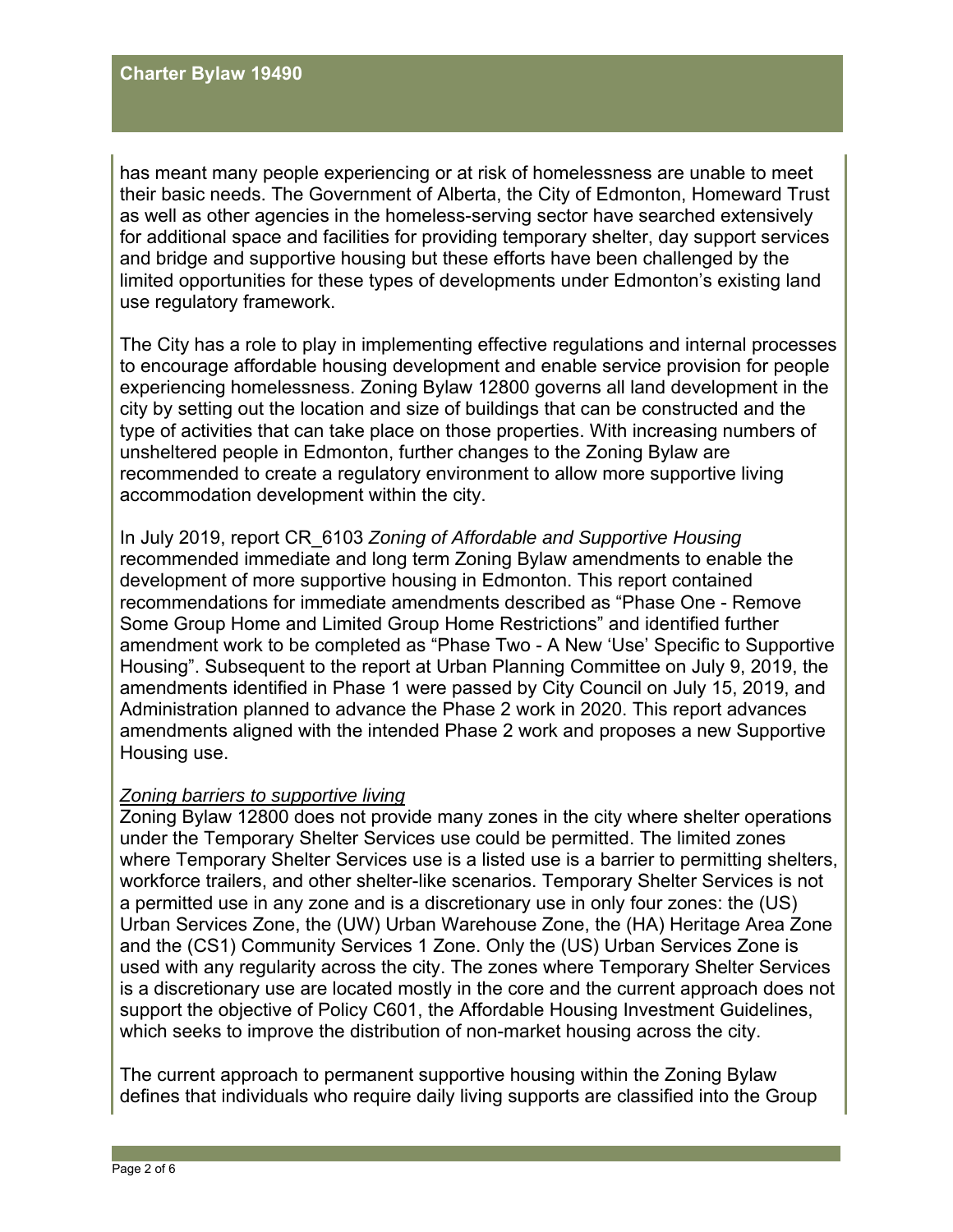has meant many people experiencing or at risk of homelessness are unable to meet their basic needs. The Government of Alberta, the City of Edmonton, Homeward Trust as well as other agencies in the homeless-serving sector have searched extensively for additional space and facilities for providing temporary shelter, day support services and bridge and supportive housing but these efforts have been challenged by the limited opportunities for these types of developments under Edmonton's existing land use regulatory framework.

The City has a role to play in implementing effective regulations and internal processes to encourage affordable housing development and enable service provision for people experiencing homelessness. Zoning Bylaw 12800 governs all land development in the city by setting out the location and size of buildings that can be constructed and the type of activities that can take place on those properties. With increasing numbers of unsheltered people in Edmonton, further changes to the Zoning Bylaw are recommended to create a regulatory environment to allow more supportive living accommodation development within the city.

In July 2019, report CR_6103 *Zoning of Affordable and Supportive Housing* recommended immediate and long term Zoning Bylaw amendments to enable the development of more supportive housing in Edmonton. This report contained recommendations for immediate amendments described as "Phase One - Remove Some Group Home and Limited Group Home Restrictions" and identified further amendment work to be completed as "Phase Two - A New 'Use' Specific to Supportive Housing". Subsequent to the report at Urban Planning Committee on July 9, 2019, the amendments identified in Phase 1 were passed by City Council on July 15, 2019, and Administration planned to advance the Phase 2 work in 2020. This report advances amendments aligned with the intended Phase 2 work and proposes a new Supportive Housing use.

*Zoning barriers to supportive living*

Zoning Bylaw 12800 does not provide many zones in the city where shelter operations under the Temporary Shelter Services use could be permitted. The limited zones where Temporary Shelter Services use is a listed use is a barrier to permitting shelters, workforce trailers, and other shelter-like scenarios. Temporary Shelter Services is not a permitted use in any zone and is a discretionary use in only four zones: the (US) Urban Services Zone, the (UW) Urban Warehouse Zone, the (HA) Heritage Area Zone and the (CS1) Community Services 1 Zone. Only the (US) Urban Services Zone is used with any regularity across the city. The zones where Temporary Shelter Services is a discretionary use are located mostly in the core and the current approach does not support the objective of Policy C601, the Affordable Housing Investment Guidelines, which seeks to improve the distribution of non-market housing across the city.

The current approach to permanent supportive housing within the Zoning Bylaw defines that individuals who require daily living supports are classified into the Group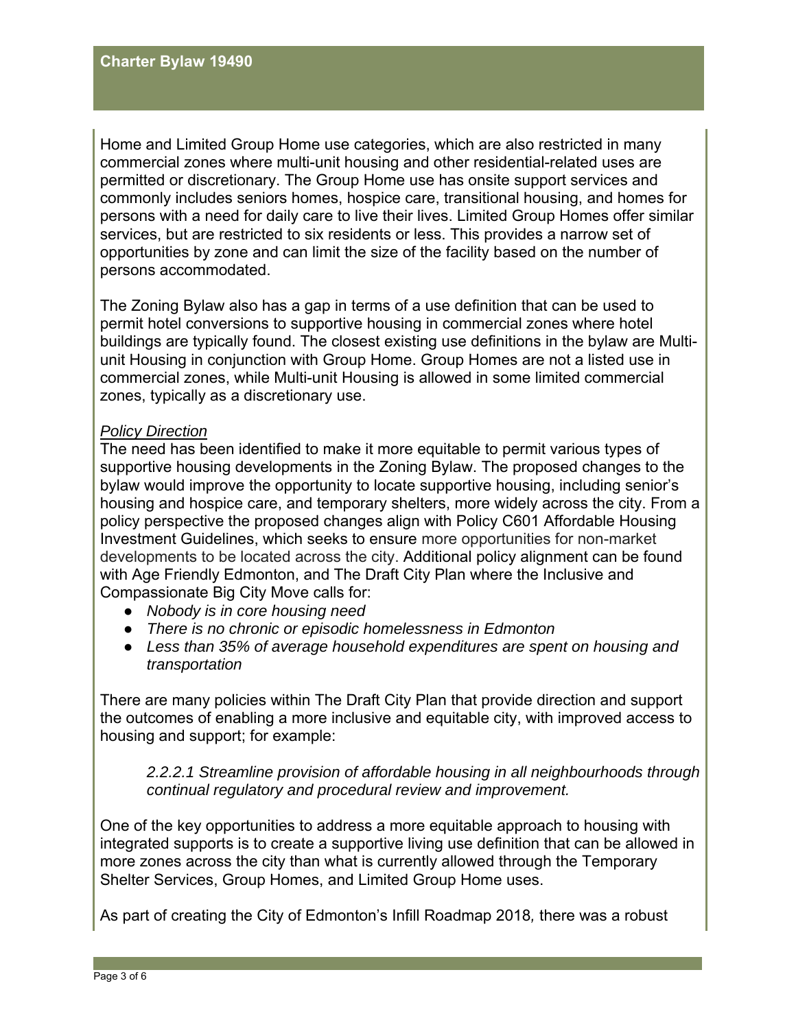Home and Limited Group Home use categories, which are also restricted in many commercial zones where multi-unit housing and other residential-related uses are permitted or discretionary. The Group Home use has onsite support services and commonly includes seniors homes, hospice care, transitional housing, and homes for persons with a need for daily care to live their lives. Limited Group Homes offer similar services, but are restricted to six residents or less. This provides a narrow set of opportunities by zone and can limit the size of the facility based on the number of persons accommodated.

The Zoning Bylaw also has a gap in terms of a use definition that can be used to permit hotel conversions to supportive housing in commercial zones where hotel buildings are typically found. The closest existing use definitions in the bylaw are Multi-unit Housing in conjunction with Group Home. Group Homes are not a listed use in commercial zones, while Multi-unit Housing is allowed in some limited commercial zones, typically as a discretionary use.

*Policy Direction*

The need has been identified to make it more equitable to permit various types of supportive housing developments in the Zoning Bylaw. The proposed changes to the bylaw would improve the opportunity to locate supportive housing, including senior's housing and hospice care, and temporary shelters, more widely across the city. From a policy perspective the proposed changes align with Policy C601 Affordable Housing Investment Guidelines, which seeks to ensure more opportunities for non-market developments to be located across the city. Additional policy alignment can be found with Age Friendly Edmonton, and The Draft City Plan where the Inclusive and Compassionate Big City Move calls for:

- *Nobody is in core housing need*
- *There is no chronic or episodic homelessness in Edmonton*
- *Less than 35% of average household expenditures are spent on housing and transportation*

There are many policies within The Draft City Plan that provide direction and support the outcomes of enabling a more inclusive and equitable city, with improved access to housing and support; for example:

> *2.2.2.1 Streamline provision of affordable housing in all neighbourhoods through continual regulatory and procedural review and improvement.*

One of the key opportunities to address a more equitable approach to housing with integrated supports is to create a supportive living use definition that can be allowed in more zones across the city than what is currently allowed through the Temporary Shelter Services, Group Homes, and Limited Group Home uses.

As part of creating the City of Edmonton's Infill Roadmap 2018, there was a robust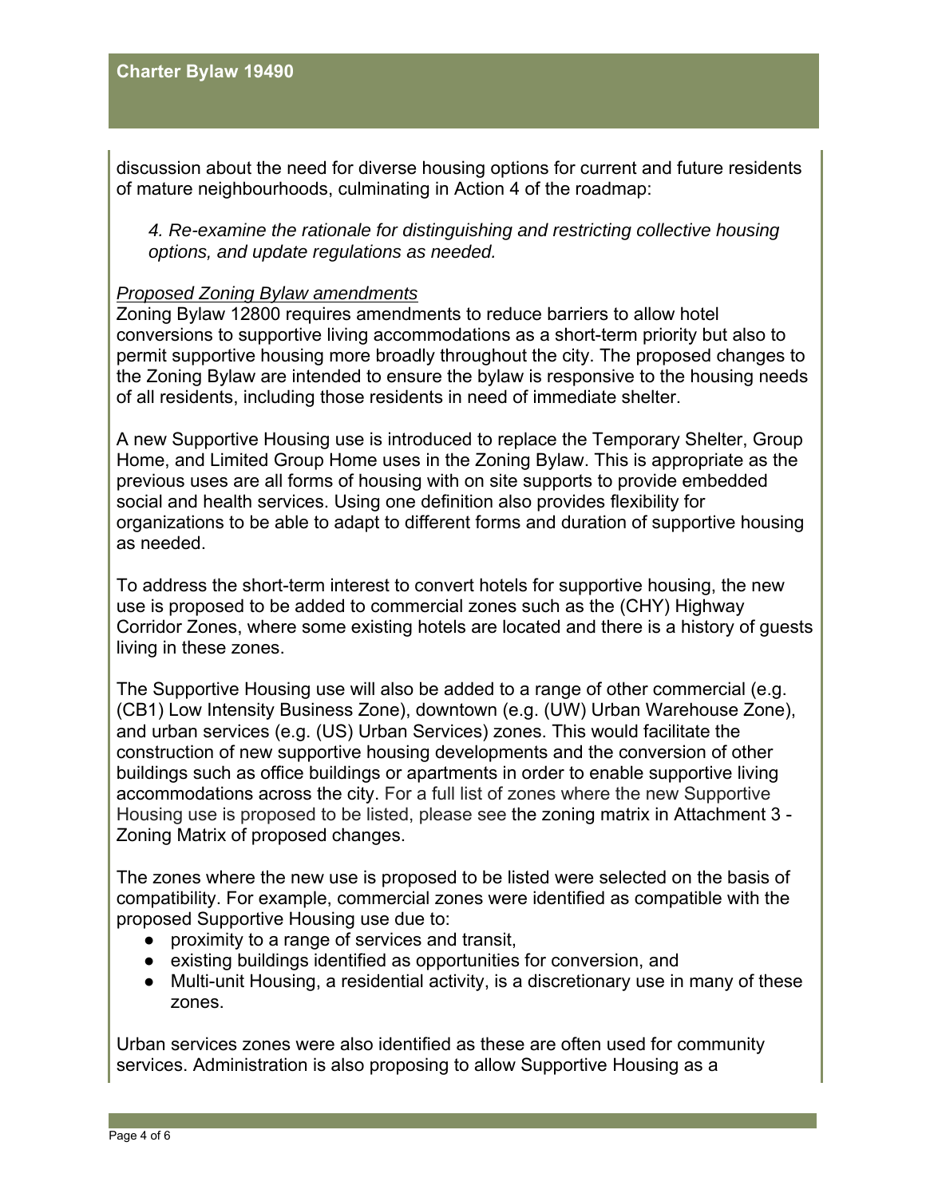discussion about the need for diverse housing options for current and future residents of mature neighbourhoods, culminating in Action 4 of the roadmap:

> *4. Re-examine the rationale for distinguishing and restricting collective housing options, and update regulations as needed.*

*Proposed Zoning Bylaw amendments*

Zoning Bylaw 12800 requires amendments to reduce barriers to allow hotel conversions to supportive living accommodations as a short-term priority but also to permit supportive housing more broadly throughout the city. The proposed changes to the Zoning Bylaw are intended to ensure the bylaw is responsive to the housing needs of all residents, including those residents in need of immediate shelter.

A new Supportive Housing use is introduced to replace the Temporary Shelter, Group Home, and Limited Group Home uses in the Zoning Bylaw. This is appropriate as the previous uses are all forms of housing with on site supports to provide embedded social and health services. Using one definition also provides flexibility for organizations to be able to adapt to different forms and duration of supportive housing as needed.

To address the short-term interest to convert hotels for supportive housing, the new use is proposed to be added to commercial zones such as the (CHY) Highway Corridor Zones, where some existing hotels are located and there is a history of guests living in these zones.

The Supportive Housing use will also be added to a range of other commercial (e.g. (CB1) Low Intensity Business Zone), downtown (e.g. (UW) Urban Warehouse Zone), and urban services (e.g. (US) Urban Services) zones. This would facilitate the construction of new supportive housing developments and the conversion of other buildings such as office buildings or apartments in order to enable supportive living accommodations across the city. For a full list of zones where the new Supportive Housing use is proposed to be listed, please see the zoning matrix in Attachment 3 - Zoning Matrix of proposed changes.

The zones where the new use is proposed to be listed were selected on the basis of compatibility. For example, commercial zones were identified as compatible with the proposed Supportive Housing use due to:

- proximity to a range of services and transit,
- existing buildings identified as opportunities for conversion, and
- Multi-unit Housing, a residential activity, is a discretionary use in many of these zones.

Urban services zones were also identified as these are often used for community services. Administration is also proposing to allow Supportive Housing as a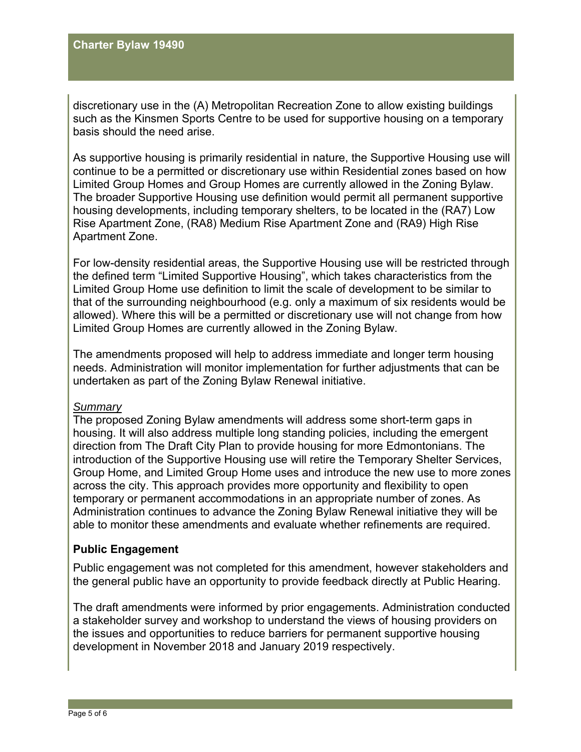discretionary use in the (A) Metropolitan Recreation Zone to allow existing buildings such as the Kinsmen Sports Centre to be used for supportive housing on a temporary basis should the need arise.

As supportive housing is primarily residential in nature, the Supportive Housing use will continue to be a permitted or discretionary use within Residential zones based on how Limited Group Homes and Group Homes are currently allowed in the Zoning Bylaw. The broader Supportive Housing use definition would permit all permanent supportive housing developments, including temporary shelters, to be located in the (RA7) Low Rise Apartment Zone, (RA8) Medium Rise Apartment Zone and (RA9) High Rise Apartment Zone.

For low-density residential areas, the Supportive Housing use will be restricted through the defined term "Limited Supportive Housing", which takes characteristics from the Limited Group Home use definition to limit the scale of development to be similar to that of the surrounding neighbourhood (e.g. only a maximum of six residents would be allowed). Where this will be a permitted or discretionary use will not change from how Limited Group Homes are currently allowed in the Zoning Bylaw.

The amendments proposed will help to address immediate and longer term housing needs. Administration will monitor implementation for further adjustments that can be undertaken as part of the Zoning Bylaw Renewal initiative.

*Summary*

The proposed Zoning Bylaw amendments will address some short-term gaps in housing. It will also address multiple long standing policies, including the emergent direction from The Draft City Plan to provide housing for more Edmontonians. The introduction of the Supportive Housing use will retire the Temporary Shelter Services, Group Home, and Limited Group Home uses and introduce the new use to more zones across the city. This approach provides more opportunity and flexibility to open temporary or permanent accommodations in an appropriate number of zones. As Administration continues to advance the Zoning Bylaw Renewal initiative they will be able to monitor these amendments and evaluate whether refinements are required.

## Public Engagement

Public engagement was not completed for this amendment, however stakeholders and the general public have an opportunity to provide feedback directly at Public Hearing.

The draft amendments were informed by prior engagements. Administration conducted a stakeholder survey and workshop to understand the views of housing providers on the issues and opportunities to reduce barriers for permanent supportive housing development in November 2018 and January 2019 respectively.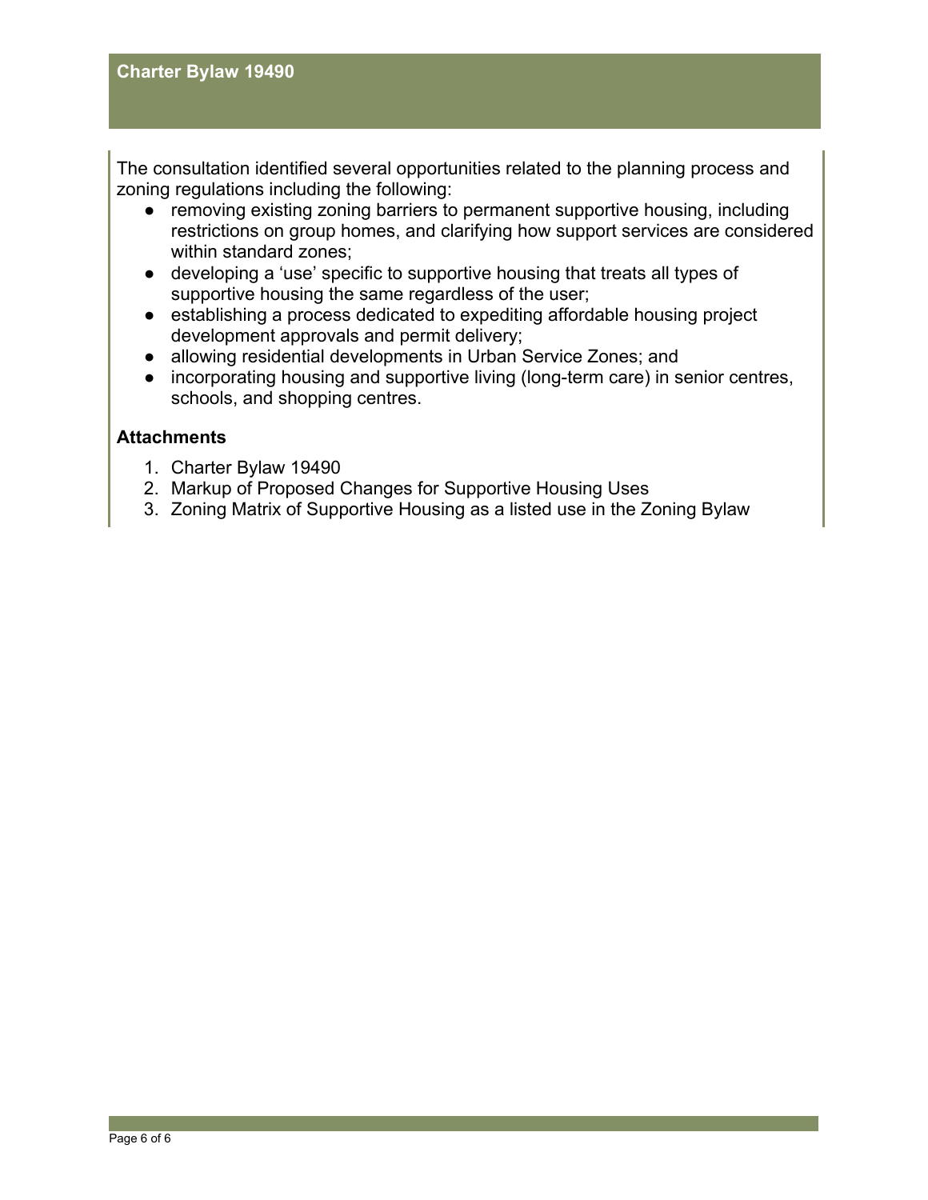The consultation identified several opportunities related to the planning process and zoning regulations including the following:

- removing existing zoning barriers to permanent supportive housing, including restrictions on group homes, and clarifying how support services are considered within standard zones;
- developing a 'use' specific to supportive housing that treats all types of supportive housing the same regardless of the user;
- establishing a process dedicated to expediting affordable housing project development approvals and permit delivery;
- allowing residential developments in Urban Service Zones; and
- incorporating housing and supportive living (long-term care) in senior centres, schools, and shopping centres.

## Attachments

1. Charter Bylaw 19490
2. Markup of Proposed Changes for Supportive Housing Uses
3. Zoning Matrix of Supportive Housing as a listed use in the Zoning Bylaw